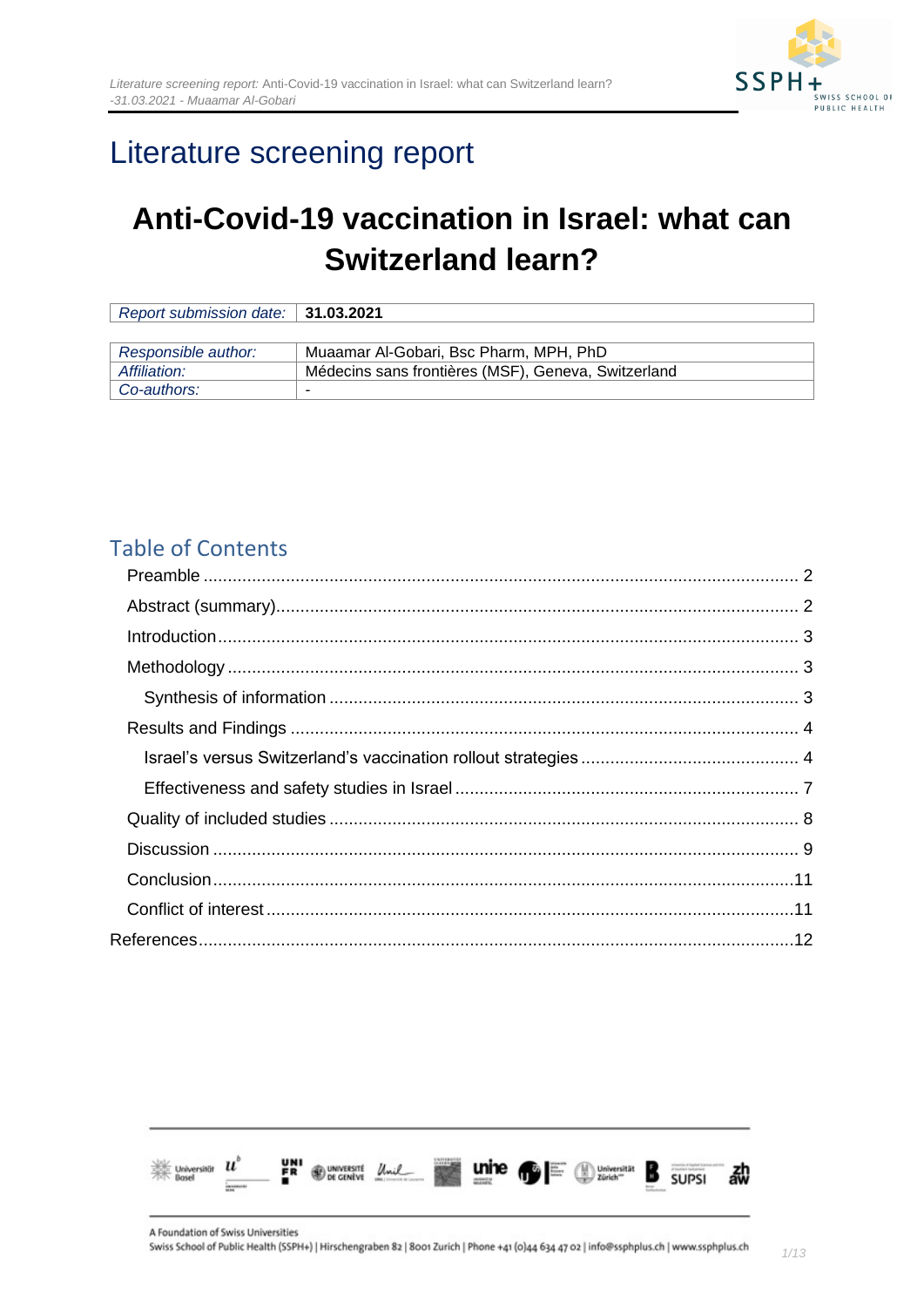# Literature screening report

# Anti-Covid-19 vaccination in Israel: what can Switzerland learn?

| | |
|---|---|
| *Report submission date:* | **31.03.2021** |

| | |
|---|---|
| *Responsible author:* | Muaamar Al-Gobari, Bsc Pharm, MPH, PhD |
| *Affiliation:* | Médecins sans frontières (MSF), Geneva, Switzerland |
| *Co-authors:* | - |

## Table of Contents

- Preamble ... 2
- Abstract (summary) ... 2
- Introduction ... 3
- Methodology ... 3
  - Synthesis of information ... 3
- Results and Findings ... 4
  - Israel's versus Switzerland's vaccination rollout strategies ... 4
  - Effectiveness and safety studies in Israel ... 7
- Quality of included studies ... 8
- Discussion ... 9
- Conclusion ... 11
- Conflict of interest ... 11
- References ... 12

A Foundation of Swiss Universities
Swiss School of Public Health (SSPH+) | Hirschengraben 82 | 8001 Zurich | Phone +41 (0)44 634 47 02 | info@ssphplus.ch | www.ssphplus.ch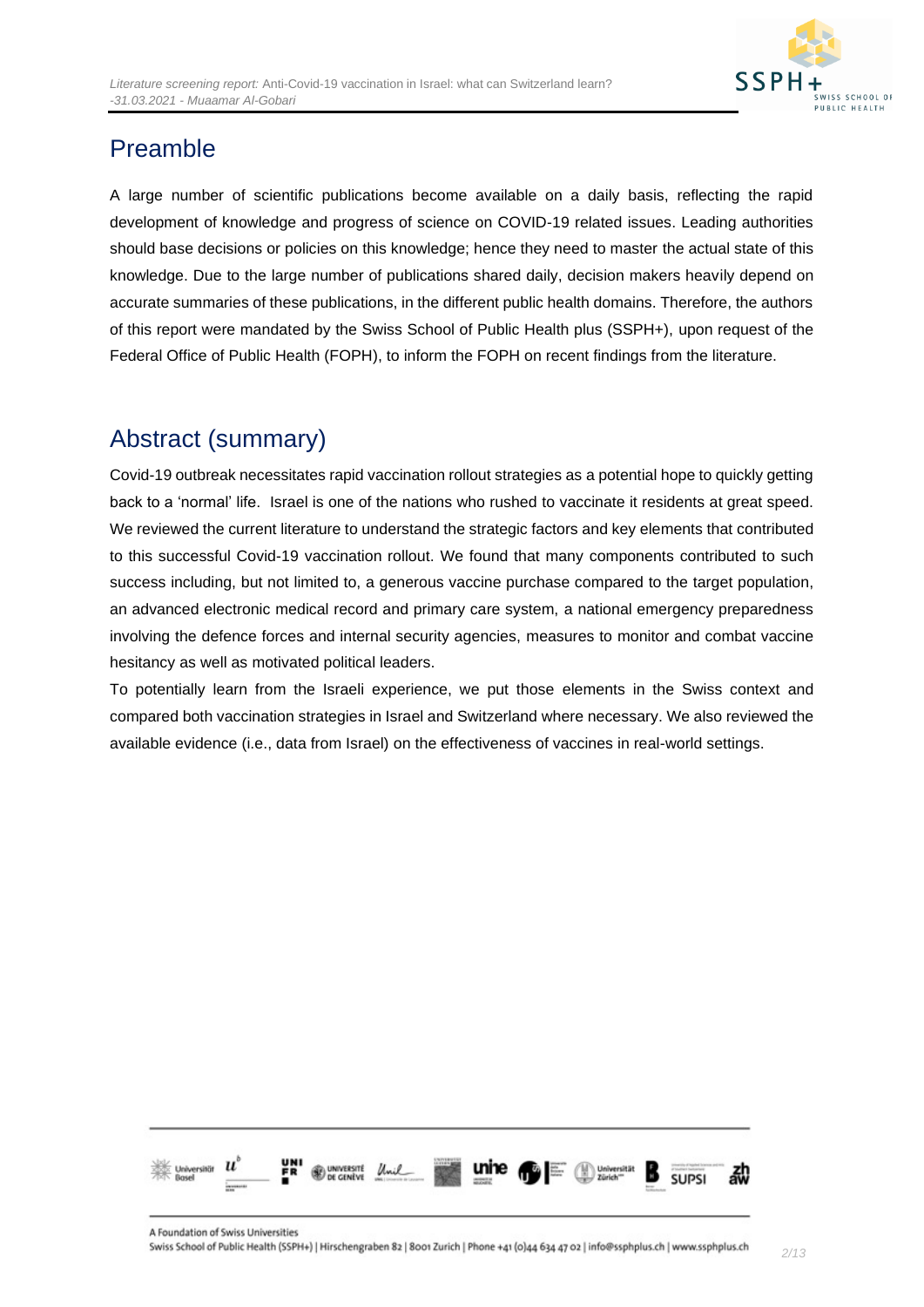## Preamble

A large number of scientific publications become available on a daily basis, reflecting the rapid development of knowledge and progress of science on COVID-19 related issues. Leading authorities should base decisions or policies on this knowledge; hence they need to master the actual state of this knowledge. Due to the large number of publications shared daily, decision makers heavily depend on accurate summaries of these publications, in the different public health domains. Therefore, the authors of this report were mandated by the Swiss School of Public Health plus (SSPH+), upon request of the Federal Office of Public Health (FOPH), to inform the FOPH on recent findings from the literature.

## Abstract (summary)

Covid-19 outbreak necessitates rapid vaccination rollout strategies as a potential hope to quickly getting back to a 'normal' life. Israel is one of the nations who rushed to vaccinate it residents at great speed. We reviewed the current literature to understand the strategic factors and key elements that contributed to this successful Covid-19 vaccination rollout. We found that many components contributed to such success including, but not limited to, a generous vaccine purchase compared to the target population, an advanced electronic medical record and primary care system, a national emergency preparedness involving the defence forces and internal security agencies, measures to monitor and combat vaccine hesitancy as well as motivated political leaders.

To potentially learn from the Israeli experience, we put those elements in the Swiss context and compared both vaccination strategies in Israel and Switzerland where necessary. We also reviewed the available evidence (i.e., data from Israel) on the effectiveness of vaccines in real-world settings.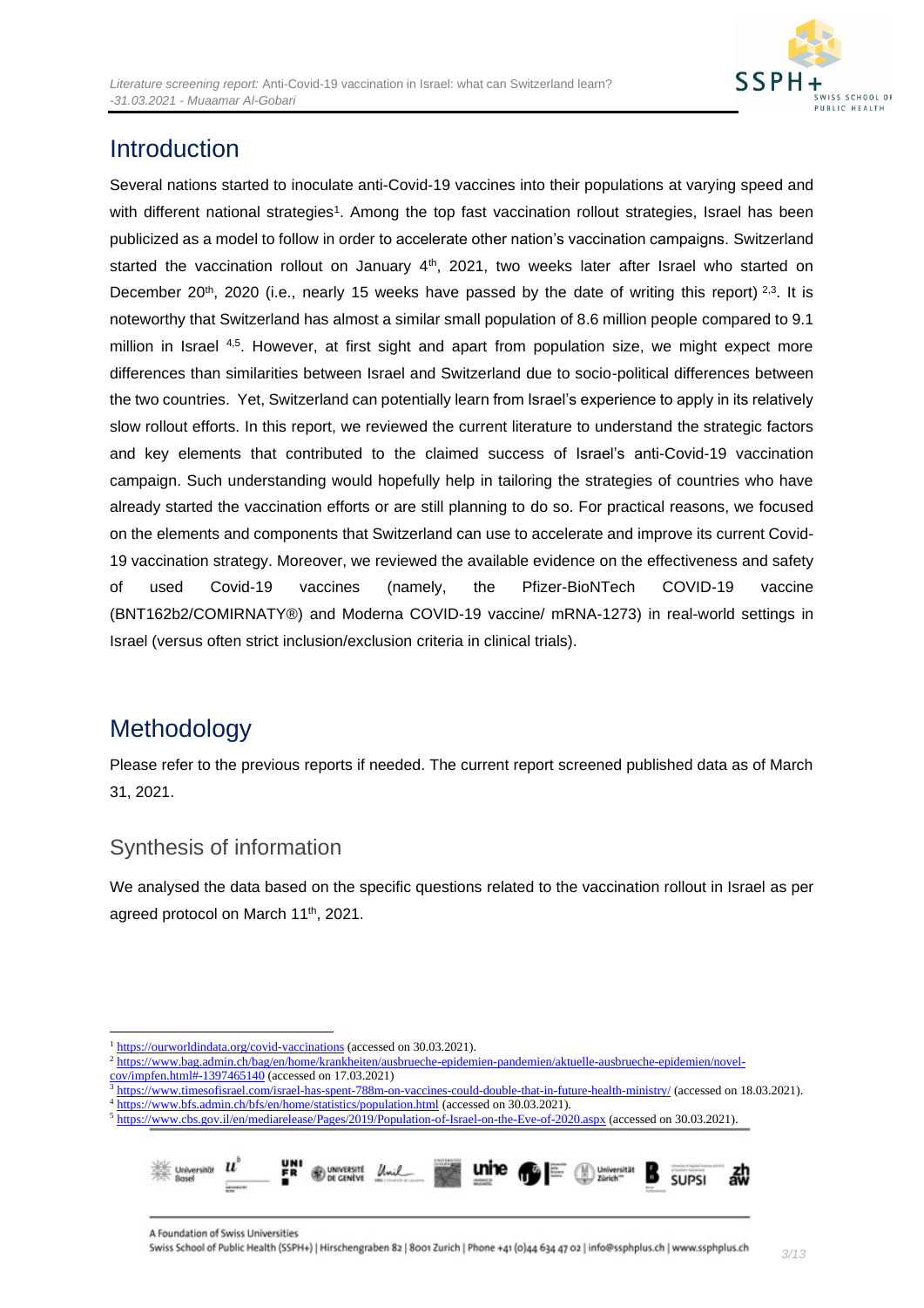# Introduction

Several nations started to inoculate anti-Covid-19 vaccines into their populations at varying speed and with different national strategies[1]. Among the top fast vaccination rollout strategies, Israel has been publicized as a model to follow in order to accelerate other nation's vaccination campaigns. Switzerland started the vaccination rollout on January 4th, 2021, two weeks later after Israel who started on December 20th, 2020 (i.e., nearly 15 weeks have passed by the date of writing this report) [2,3]. It is noteworthy that Switzerland has almost a similar small population of 8.6 million people compared to 9.1 million in Israel [4,5]. However, at first sight and apart from population size, we might expect more differences than similarities between Israel and Switzerland due to socio-political differences between the two countries. Yet, Switzerland can potentially learn from Israel's experience to apply in its relatively slow rollout efforts. In this report, we reviewed the current literature to understand the strategic factors and key elements that contributed to the claimed success of Israel's anti-Covid-19 vaccination campaign. Such understanding would hopefully help in tailoring the strategies of countries who have already started the vaccination efforts or are still planning to do so. For practical reasons, we focused on the elements and components that Switzerland can use to accelerate and improve its current Covid-19 vaccination strategy. Moreover, we reviewed the available evidence on the effectiveness and safety of used Covid-19 vaccines (namely, the Pfizer-BioNTech COVID-19 vaccine (BNT162b2/COMIRNATY®) and Moderna COVID-19 vaccine/ mRNA-1273) in real-world settings in Israel (versus often strict inclusion/exclusion criteria in clinical trials).

# Methodology

Please refer to the previous reports if needed. The current report screened published data as of March 31, 2021.

## Synthesis of information

We analysed the data based on the specific questions related to the vaccination rollout in Israel as per agreed protocol on March 11th, 2021.

---

[1] https://ourworldindata.org/covid-vaccinations (accessed on 30.03.2021).
[2] https://www.bag.admin.ch/bag/en/home/krankheiten/ausbrueche-epidemien-pandemien/aktuelle-ausbrueche-epidemien/novel-cov/impfen.html#-1397465140 (accessed on 17.03.2021)
[3] https://www.timesofisrael.com/israel-has-spent-788m-on-vaccines-could-double-that-in-future-health-ministry/ (accessed on 18.03.2021).
[4] https://www.bfs.admin.ch/bfs/en/home/statistics/population.html (accessed on 30.03.2021).
[5] https://www.cbs.gov.il/en/mediarelease/Pages/2019/Population-of-Israel-on-the-Eve-of-2020.aspx (accessed on 30.03.2021).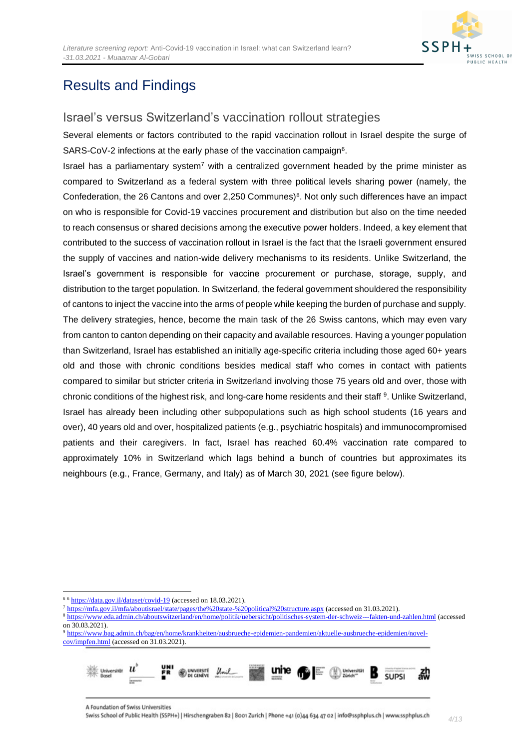# Results and Findings

## Israel's versus Switzerland's vaccination rollout strategies

Several elements or factors contributed to the rapid vaccination rollout in Israel despite the surge of SARS-CoV-2 infections at the early phase of the vaccination campaign[6].

Israel has a parliamentary system[7] with a centralized government headed by the prime minister as compared to Switzerland as a federal system with three political levels sharing power (namely, the Confederation, the 26 Cantons and over 2,250 Communes)[8]. Not only such differences have an impact on who is responsible for Covid-19 vaccines procurement and distribution but also on the time needed to reach consensus or shared decisions among the executive power holders. Indeed, a key element that contributed to the success of vaccination rollout in Israel is the fact that the Israeli government ensured the supply of vaccines and nation-wide delivery mechanisms to its residents. Unlike Switzerland, the Israel's government is responsible for vaccine procurement or purchase, storage, supply, and distribution to the target population. In Switzerland, the federal government shouldered the responsibility of cantons to inject the vaccine into the arms of people while keeping the burden of purchase and supply. The delivery strategies, hence, become the main task of the 26 Swiss cantons, which may even vary from canton to canton depending on their capacity and available resources. Having a younger population than Switzerland, Israel has established an initially age-specific criteria including those aged 60+ years old and those with chronic conditions besides medical staff who comes in contact with patients compared to similar but stricter criteria in Switzerland involving those 75 years old and over, those with chronic conditions of the highest risk, and long-care home residents and their staff [9]. Unlike Switzerland, Israel has already been including other subpopulations such as high school students (16 years and over), 40 years old and over, hospitalized patients (e.g., psychiatric hospitals) and immunocompromised patients and their caregivers. In fact, Israel has reached 60.4% vaccination rate compared to approximately 10% in Switzerland which lags behind a bunch of countries but approximates its neighbours (e.g., France, Germany, and Italy) as of March 30, 2021 (see figure below).

---

[6] https://data.gov.il/dataset/covid-19 (accessed on 18.03.2021).

[7] https://mfa.gov.il/mfa/aboutisrael/state/pages/the%20state-%20political%20structure.aspx (accessed on 31.03.2021).

[8] https://www.eda.admin.ch/aboutswitzerland/en/home/politik/uebersicht/politisches-system-der-schweiz---fakten-und-zahlen.html (accessed on 30.03.2021).

[9] https://www.bag.admin.ch/bag/en/home/krankheiten/ausbrueche-epidemien-pandemien/aktuelle-ausbrueche-epidemien/novel-cov/impfen.html (accessed on 31.03.2021).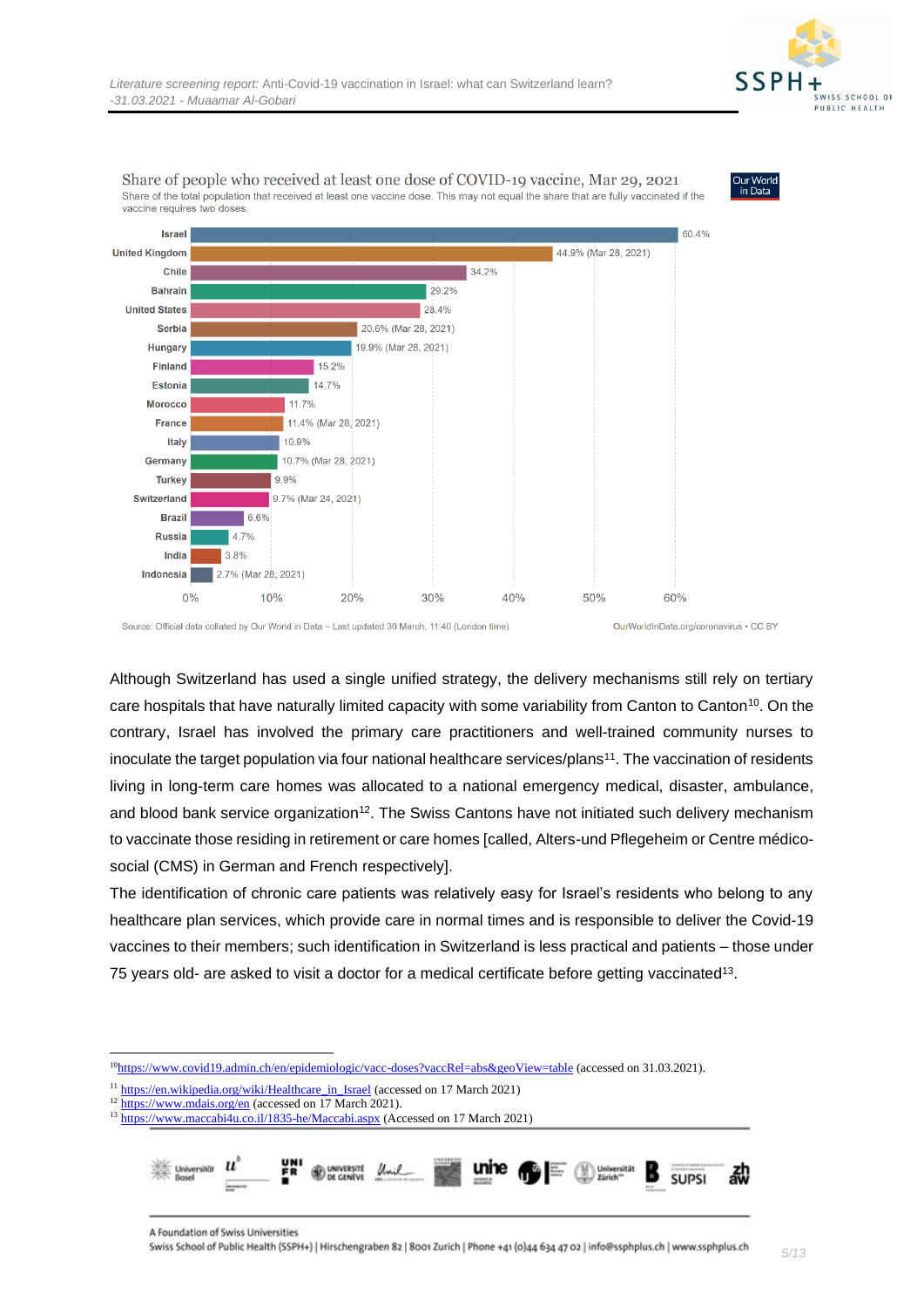Share of people who received at least one dose of COVID-19 vaccine, Mar 29, 2021

Share of the total population that received at least one vaccine dose. This may not equal the share that are fully vaccinated if the vaccine requires two doses.

Our World in Data

Israel 60.4%
United Kingdom 44.9% (Mar 28, 2021)
Chile 34.2%
Bahrain 29.2%
United States 28.4%
Serbia 20.6% (Mar 28, 2021)
Hungary 19.9% (Mar 28, 2021)
Finland 15.2%
Estonia 14.7%
Morocco 11.7%
France 11.4% (Mar 28, 2021)
Italy 10.9%
Germany 10.7% (Mar 28, 2021)
Turkey 9.9%
Switzerland 9.7% (Mar 24, 2021)
Brazil 6.6%
Russia 4.7%
India 3.8%
Indonesia 2.7% (Mar 28, 2021)

0% 10% 20% 30% 40% 50% 60%

Source: Official data collated by Our World in Data – Last updated 30 March, 11:40 (London time)

OurWorldInData.org/coronavirus • CC BY

Although Switzerland has used a single unified strategy, the delivery mechanisms still rely on tertiary care hospitals that have naturally limited capacity with some variability from Canton to Canton[10]. On the contrary, Israel has involved the primary care practitioners and well-trained community nurses to inoculate the target population via four national healthcare services/plans[11]. The vaccination of residents living in long-term care homes was allocated to a national emergency medical, disaster, ambulance, and blood bank service organization[12]. The Swiss Cantons have not initiated such delivery mechanism to vaccinate those residing in retirement or care homes [called, Alters-und Pflegeheim or Centre médico-social (CMS) in German and French respectively].

The identification of chronic care patients was relatively easy for Israel's residents who belong to any healthcare plan services, which provide care in normal times and is responsible to deliver the Covid-19 vaccines to their members; such identification in Switzerland is less practical and patients – those under 75 years old- are asked to visit a doctor for a medical certificate before getting vaccinated[13].

---

[10] https://www.covid19.admin.ch/en/epidemiologic/vacc-doses?vaccRel=abs&geoView=table (accessed on 31.03.2021).

[11] https://en.wikipedia.org/wiki/Healthcare_in_Israel (accessed on 17 March 2021)

[12] https://www.mdais.org/en (accessed on 17 March 2021).

[13] https://www.maccabi4u.co.il/1835-he/Maccabi.aspx (Accessed on 17 March 2021)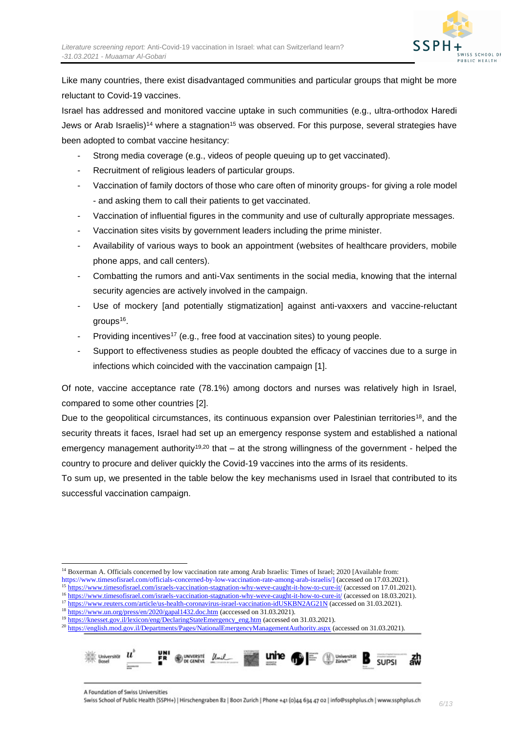Like many countries, there exist disadvantaged communities and particular groups that might be more reluctant to Covid-19 vaccines.

Israel has addressed and monitored vaccine uptake in such communities (e.g., ultra-orthodox Haredi Jews or Arab Israelis)[14] where a stagnation[15] was observed. For this purpose, several strategies have been adopted to combat vaccine hesitancy:

- Strong media coverage (e.g., videos of people queuing up to get vaccinated).
- Recruitment of religious leaders of particular groups.
- Vaccination of family doctors of those who care often of minority groups- for giving a role model - and asking them to call their patients to get vaccinated.
- Vaccination of influential figures in the community and use of culturally appropriate messages.
- Vaccination sites visits by government leaders including the prime minister.
- Availability of various ways to book an appointment (websites of healthcare providers, mobile phone apps, and call centers).
- Combatting the rumors and anti-Vax sentiments in the social media, knowing that the internal security agencies are actively involved in the campaign.
- Use of mockery [and potentially stigmatization] against anti-vaxxers and vaccine-reluctant groups[16].
- Providing incentives[17] (e.g., free food at vaccination sites) to young people.
- Support to effectiveness studies as people doubted the efficacy of vaccines due to a surge in infections which coincided with the vaccination campaign [1].

Of note, vaccine acceptance rate (78.1%) among doctors and nurses was relatively high in Israel, compared to some other countries [2].

Due to the geopolitical circumstances, its continuous expansion over Palestinian territories[18], and the security threats it faces, Israel had set up an emergency response system and established a national emergency management authority[19,20] that – at the strong willingness of the government - helped the country to procure and deliver quickly the Covid-19 vaccines into the arms of its residents.

To sum up, we presented in the table below the key mechanisms used in Israel that contributed to its successful vaccination campaign.

---

[14] Boxerman A. Officials concerned by low vaccination rate among Arab Israelis: Times of Israel; 2020 [Available from: https://www.timesofisrael.com/officials-concerned-by-low-vaccination-rate-among-arab-israelis/] (accessed on 17.03.2021).

[15] https://www.timesofisrael.com/israels-vaccination-stagnation-why-weve-caught-it-how-to-cure-it/ (accessed on 17.01.2021).

[16] https://www.timesofisrael.com/israels-vaccination-stagnation-why-weve-caught-it-how-to-cure-it/ (accessed on 18.03.2021).

[17] https://www.reuters.com/article/us-health-coronavirus-israel-vaccination-idUSKBN2AG21N (accessed on 31.03.2021).

[18] https://www.un.org/press/en/2020/gapal1432.doc.htm (acccessed on 31.03.2021).

[19] https://knesset.gov.il/lexicon/eng/DeclaringStateEmergency_eng.htm (accessed on 31.03.2021).

[20] https://english.mod.gov.il/Departments/Pages/NationalEmergencyManagementAuthority.aspx (accessed on 31.03.2021).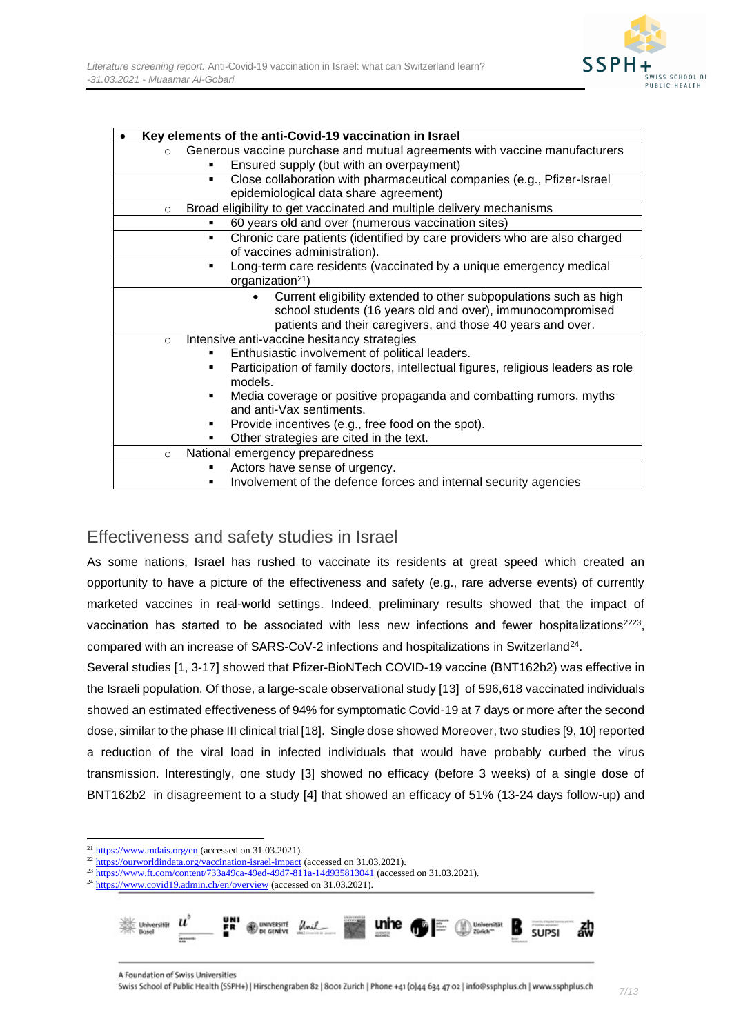| • Key elements of the anti-Covid-19 vaccination in Israel |
|---|
| ○ Generous vaccine purchase and mutual agreements with vaccine manufacturers<br>▪ Ensured supply (but with an overpayment) |
| ▪ Close collaboration with pharmaceutical companies (e.g., Pfizer-Israel epidemiological data share agreement) |
| ○ Broad eligibility to get vaccinated and multiple delivery mechanisms |
| ▪ 60 years old and over (numerous vaccination sites) |
| ▪ Chronic care patients (identified by care providers who are also charged of vaccines administration). |
| ▪ Long-term care residents (vaccinated by a unique emergency medical organization[21]) |
| • Current eligibility extended to other subpopulations such as high school students (16 years old and over), immunocompromised patients and their caregivers, and those 40 years and over. |
| ○ Intensive anti-vaccine hesitancy strategies<br>▪ Enthusiastic involvement of political leaders.<br>▪ Participation of family doctors, intellectual figures, religious leaders as role models.<br>▪ Media coverage or positive propaganda and combatting rumors, myths and anti-Vax sentiments.<br>▪ Provide incentives (e.g., free food on the spot).<br>▪ Other strategies are cited in the text. |
| ○ National emergency preparedness |
| ▪ Actors have sense of urgency.<br>▪ Involvement of the defence forces and internal security agencies |

## Effectiveness and safety studies in Israel

As some nations, Israel has rushed to vaccinate its residents at great speed which created an opportunity to have a picture of the effectiveness and safety (e.g., rare adverse events) of currently marketed vaccines in real-world settings. Indeed, preliminary results showed that the impact of vaccination has started to be associated with less new infections and fewer hospitalizations[22][23], compared with an increase of SARS-CoV-2 infections and hospitalizations in Switzerland[24].

Several studies [1, 3-17] showed that Pfizer-BioNTech COVID-19 vaccine (BNT162b2) was effective in the Israeli population. Of those, a large-scale observational study [13] of 596,618 vaccinated individuals showed an estimated effectiveness of 94% for symptomatic Covid-19 at 7 days or more after the second dose, similar to the phase III clinical trial [18]. Single dose showed Moreover, two studies [9, 10] reported a reduction of the viral load in infected individuals that would have probably curbed the virus transmission. Interestingly, one study [3] showed no efficacy (before 3 weeks) of a single dose of BNT162b2 in disagreement to a study [4] that showed an efficacy of 51% (13-24 days follow-up) and

[21] https://www.mdais.org/en (accessed on 31.03.2021).

[22] https://ourworldindata.org/vaccination-israel-impact (accessed on 31.03.2021).

[23] https://www.ft.com/content/733a49ca-49ed-49d7-811a-14d935813041 (accessed on 31.03.2021).

[24] https://www.covid19.admin.ch/en/overview (accessed on 31.03.2021).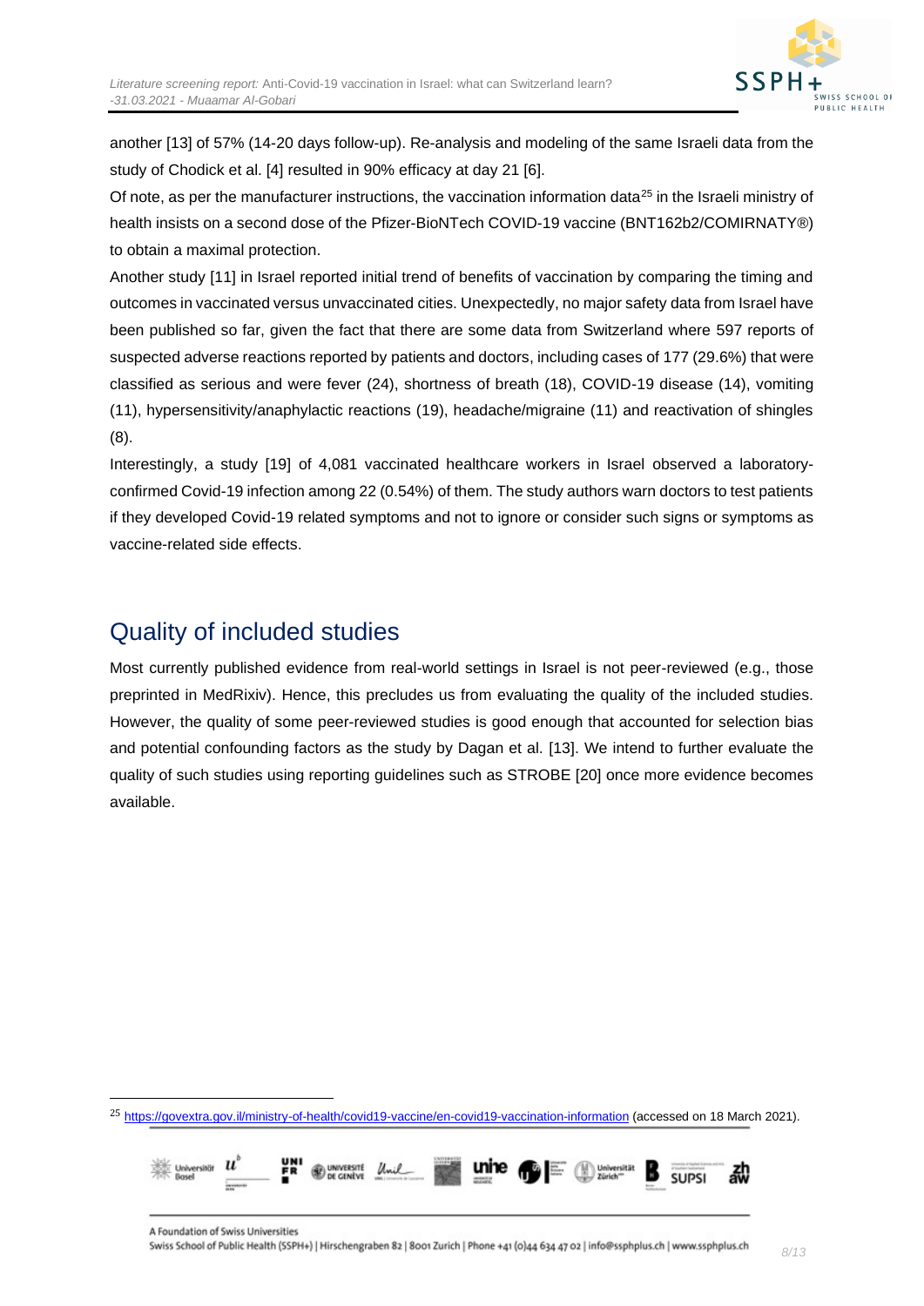another [13] of 57% (14-20 days follow-up). Re-analysis and modeling of the same Israeli data from the study of Chodick et al. [4] resulted in 90% efficacy at day 21 [6].

Of note, as per the manufacturer instructions, the vaccination information data[25] in the Israeli ministry of health insists on a second dose of the Pfizer-BioNTech COVID-19 vaccine (BNT162b2/COMIRNATY®) to obtain a maximal protection.

Another study [11] in Israel reported initial trend of benefits of vaccination by comparing the timing and outcomes in vaccinated versus unvaccinated cities. Unexpectedly, no major safety data from Israel have been published so far, given the fact that there are some data from Switzerland where 597 reports of suspected adverse reactions reported by patients and doctors, including cases of 177 (29.6%) that were classified as serious and were fever (24), shortness of breath (18), COVID-19 disease (14), vomiting (11), hypersensitivity/anaphylactic reactions (19), headache/migraine (11) and reactivation of shingles (8).

Interestingly, a study [19] of 4,081 vaccinated healthcare workers in Israel observed a laboratory-confirmed Covid-19 infection among 22 (0.54%) of them. The study authors warn doctors to test patients if they developed Covid-19 related symptoms and not to ignore or consider such signs or symptoms as vaccine-related side effects.

## Quality of included studies

Most currently published evidence from real-world settings in Israel is not peer-reviewed (e.g., those preprinted in MedRixiv). Hence, this precludes us from evaluating the quality of the included studies. However, the quality of some peer-reviewed studies is good enough that accounted for selection bias and potential confounding factors as the study by Dagan et al. [13]. We intend to further evaluate the quality of such studies using reporting guidelines such as STROBE [20] once more evidence becomes available.

[25] https://govextra.gov.il/ministry-of-health/covid19-vaccine/en-covid19-vaccination-information (accessed on 18 March 2021).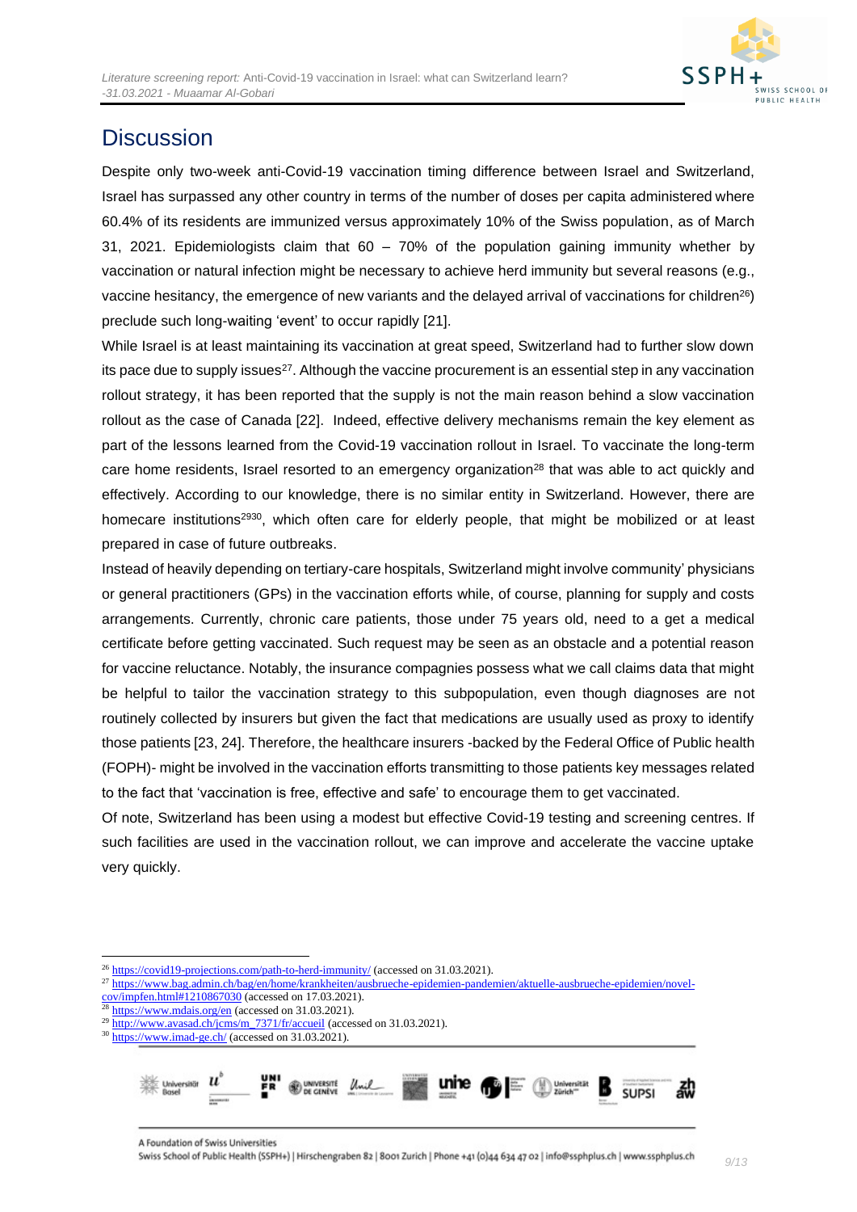## Discussion

Despite only two-week anti-Covid-19 vaccination timing difference between Israel and Switzerland, Israel has surpassed any other country in terms of the number of doses per capita administered where 60.4% of its residents are immunized versus approximately 10% of the Swiss population, as of March 31, 2021. Epidemiologists claim that 60 – 70% of the population gaining immunity whether by vaccination or natural infection might be necessary to achieve herd immunity but several reasons (e.g., vaccine hesitancy, the emergence of new variants and the delayed arrival of vaccinations for children[26]) preclude such long-waiting 'event' to occur rapidly [21].

While Israel is at least maintaining its vaccination at great speed, Switzerland had to further slow down its pace due to supply issues[27]. Although the vaccine procurement is an essential step in any vaccination rollout strategy, it has been reported that the supply is not the main reason behind a slow vaccination rollout as the case of Canada [22]. Indeed, effective delivery mechanisms remain the key element as part of the lessons learned from the Covid-19 vaccination rollout in Israel. To vaccinate the long-term care home residents, Israel resorted to an emergency organization[28] that was able to act quickly and effectively. According to our knowledge, there is no similar entity in Switzerland. However, there are homecare institutions[29][30], which often care for elderly people, that might be mobilized or at least prepared in case of future outbreaks.

Instead of heavily depending on tertiary-care hospitals, Switzerland might involve community' physicians or general practitioners (GPs) in the vaccination efforts while, of course, planning for supply and costs arrangements. Currently, chronic care patients, those under 75 years old, need to a get a medical certificate before getting vaccinated. Such request may be seen as an obstacle and a potential reason for vaccine reluctance. Notably, the insurance compagnies possess what we call claims data that might be helpful to tailor the vaccination strategy to this subpopulation, even though diagnoses are not routinely collected by insurers but given the fact that medications are usually used as proxy to identify those patients [23, 24]. Therefore, the healthcare insurers -backed by the Federal Office of Public health (FOPH)- might be involved in the vaccination efforts transmitting to those patients key messages related to the fact that 'vaccination is free, effective and safe' to encourage them to get vaccinated.

Of note, Switzerland has been using a modest but effective Covid-19 testing and screening centres. If such facilities are used in the vaccination rollout, we can improve and accelerate the vaccine uptake very quickly.

---

[26] https://covid19-projections.com/path-to-herd-immunity/ (accessed on 31.03.2021).

[27] https://www.bag.admin.ch/bag/en/home/krankheiten/ausbrueche-epidemien-pandemien/aktuelle-ausbrueche-epidemien/novel-cov/impfen.html#1210867030 (accessed on 17.03.2021).

[28] https://www.mdais.org/en (accessed on 31.03.2021).

[29] http://www.avasad.ch/jcms/m_7371/fr/accueil (accessed on 31.03.2021).

[30] https://www.imad-ge.ch/ (accessed on 31.03.2021).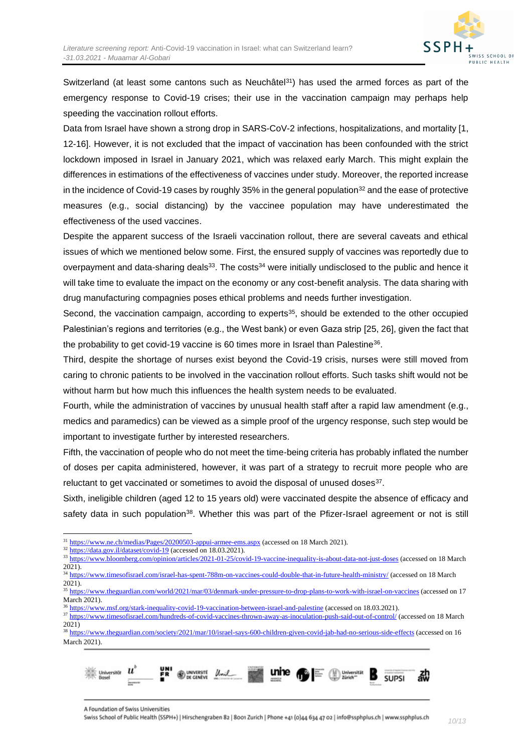Switzerland (at least some cantons such as Neuchâtel[31]) has used the armed forces as part of the emergency response to Covid-19 crises; their use in the vaccination campaign may perhaps help speeding the vaccination rollout efforts.

Data from Israel have shown a strong drop in SARS-CoV-2 infections, hospitalizations, and mortality [1, 12-16]. However, it is not excluded that the impact of vaccination has been confounded with the strict lockdown imposed in Israel in January 2021, which was relaxed early March. This might explain the differences in estimations of the effectiveness of vaccines under study. Moreover, the reported increase in the incidence of Covid-19 cases by roughly 35% in the general population[32] and the ease of protective measures (e.g., social distancing) by the vaccinee population may have underestimated the effectiveness of the used vaccines.

Despite the apparent success of the Israeli vaccination rollout, there are several caveats and ethical issues of which we mentioned below some. First, the ensured supply of vaccines was reportedly due to overpayment and data-sharing deals[33]. The costs[34] were initially undisclosed to the public and hence it will take time to evaluate the impact on the economy or any cost-benefit analysis. The data sharing with drug manufacturing compagnies poses ethical problems and needs further investigation.

Second, the vaccination campaign, according to experts[35], should be extended to the other occupied Palestinian's regions and territories (e.g., the West bank) or even Gaza strip [25, 26], given the fact that the probability to get covid-19 vaccine is 60 times more in Israel than Palestine[36].

Third, despite the shortage of nurses exist beyond the Covid-19 crisis, nurses were still moved from caring to chronic patients to be involved in the vaccination rollout efforts. Such tasks shift would not be without harm but how much this influences the health system needs to be evaluated.

Fourth, while the administration of vaccines by unusual health staff after a rapid law amendment (e.g., medics and paramedics) can be viewed as a simple proof of the urgency response, such step would be important to investigate further by interested researchers.

Fifth, the vaccination of people who do not meet the time-being criteria has probably inflated the number of doses per capita administered, however, it was part of a strategy to recruit more people who are reluctant to get vaccinated or sometimes to avoid the disposal of unused doses[37].

Sixth, ineligible children (aged 12 to 15 years old) were vaccinated despite the absence of efficacy and safety data in such population[38]. Whether this was part of the Pfizer-Israel agreement or not is still

---

[31] https://www.ne.ch/medias/Pages/20200503-appui-armee-ems.aspx (accessed on 18 March 2021).

[32] https://data.gov.il/dataset/covid-19 (accessed on 18.03.2021).

[33] https://www.bloomberg.com/opinion/articles/2021-01-25/covid-19-vaccine-inequality-is-about-data-not-just-doses (accessed on 18 March 2021).

[34] https://www.timesofisrael.com/israel-has-spent-788m-on-vaccines-could-double-that-in-future-health-ministry/ (accessed on 18 March 2021).

[35] https://www.theguardian.com/world/2021/mar/03/denmark-under-pressure-to-drop-plans-to-work-with-israel-on-vaccines (accessed on 17 March 2021).

[36] https://www.msf.org/stark-inequality-covid-19-vaccination-between-israel-and-palestine (accessed on 18.03.2021).

[37] https://www.timesofisrael.com/hundreds-of-covid-vaccines-thrown-away-as-inoculation-push-said-out-of-control/ (accessed on 18 March 2021)

[38] https://www.theguardian.com/society/2021/mar/10/israel-says-600-children-given-covid-jab-had-no-serious-side-effects (accessed on 16 March 2021).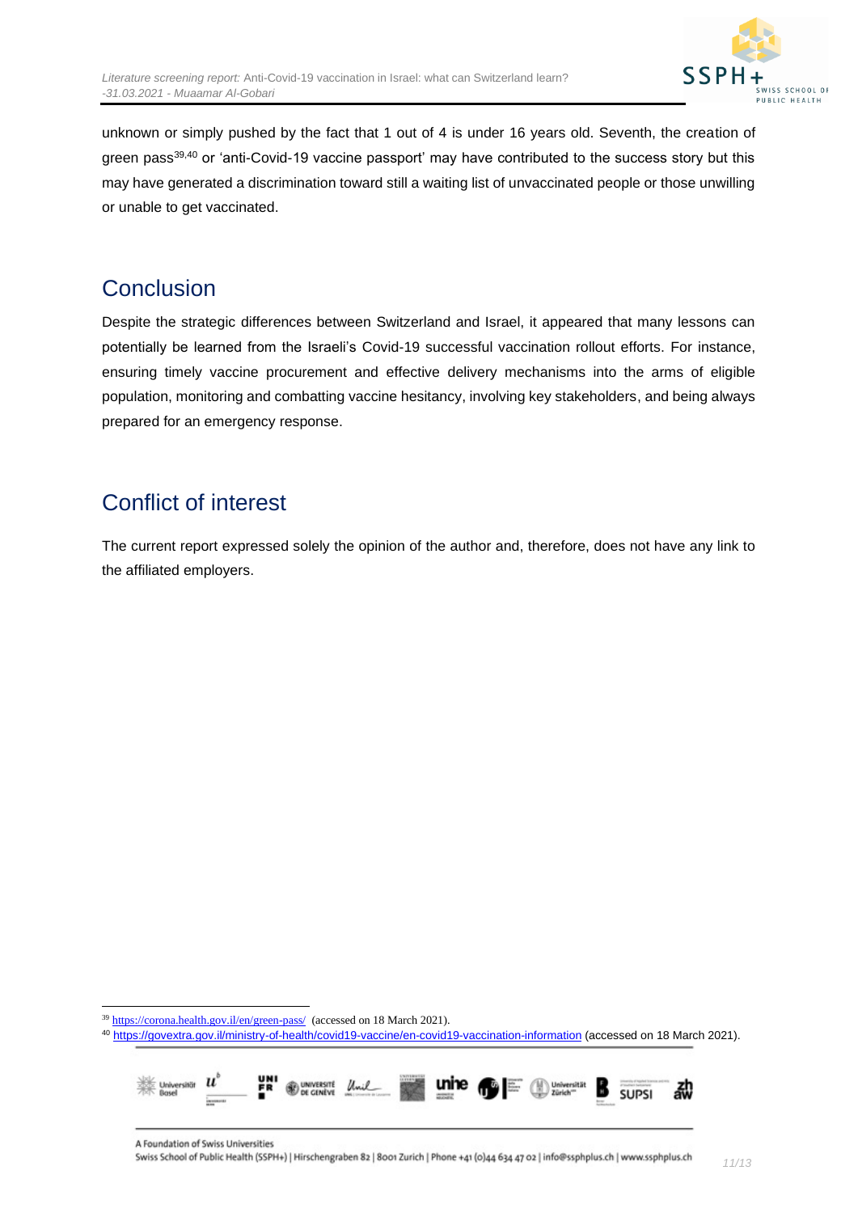unknown or simply pushed by the fact that 1 out of 4 is under 16 years old. Seventh, the creation of green pass[39,40] or 'anti-Covid-19 vaccine passport' may have contributed to the success story but this may have generated a discrimination toward still a waiting list of unvaccinated people or those unwilling or unable to get vaccinated.

## Conclusion

Despite the strategic differences between Switzerland and Israel, it appeared that many lessons can potentially be learned from the Israeli's Covid-19 successful vaccination rollout efforts. For instance, ensuring timely vaccine procurement and effective delivery mechanisms into the arms of eligible population, monitoring and combatting vaccine hesitancy, involving key stakeholders, and being always prepared for an emergency response.

## Conflict of interest

The current report expressed solely the opinion of the author and, therefore, does not have any link to the affiliated employers.

---

[39] https://corona.health.gov.il/en/green-pass/ (accessed on 18 March 2021).

[40] https://govextra.gov.il/ministry-of-health/covid19-vaccine/en-covid19-vaccination-information (accessed on 18 March 2021).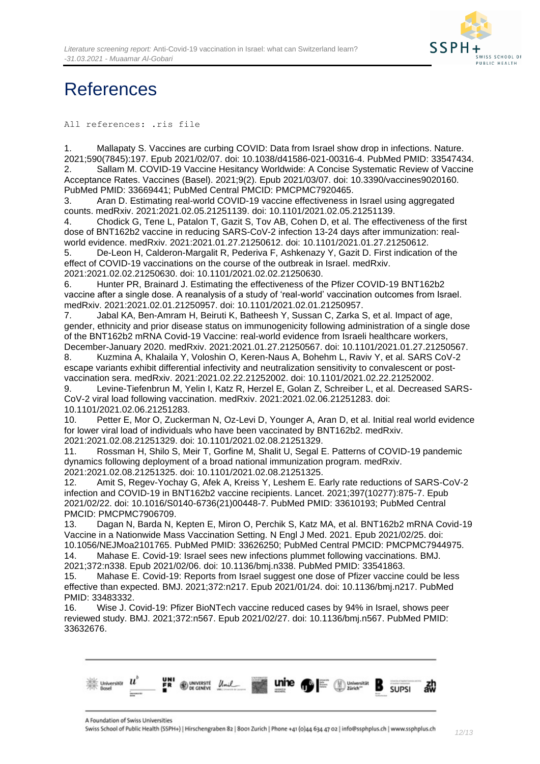# References

```
All references: .ris file
```

1. Mallapaty S. Vaccines are curbing COVID: Data from Israel show drop in infections. Nature. 2021;590(7845):197. Epub 2021/02/07. doi: 10.1038/d41586-021-00316-4. PubMed PMID: 33547434.
2. Sallam M. COVID-19 Vaccine Hesitancy Worldwide: A Concise Systematic Review of Vaccine Acceptance Rates. Vaccines (Basel). 2021;9(2). Epub 2021/03/07. doi: 10.3390/vaccines9020160. PubMed PMID: 33669441; PubMed Central PMCID: PMCPMC7920465.
3. Aran D. Estimating real-world COVID-19 vaccine effectiveness in Israel using aggregated counts. medRxiv. 2021:2021.02.05.21251139. doi: 10.1101/2021.02.05.21251139.
4. Chodick G, Tene L, Patalon T, Gazit S, Tov AB, Cohen D, et al. The effectiveness of the first dose of BNT162b2 vaccine in reducing SARS-CoV-2 infection 13-24 days after immunization: real-world evidence. medRxiv. 2021:2021.01.27.21250612. doi: 10.1101/2021.01.27.21250612.
5. De-Leon H, Calderon-Margalit R, Pederiva F, Ashkenazy Y, Gazit D. First indication of the effect of COVID-19 vaccinations on the course of the outbreak in Israel. medRxiv. 2021:2021.02.02.21250630. doi: 10.1101/2021.02.02.21250630.
6. Hunter PR, Brainard J. Estimating the effectiveness of the Pfizer COVID-19 BNT162b2 vaccine after a single dose. A reanalysis of a study of 'real-world' vaccination outcomes from Israel. medRxiv. 2021:2021.02.01.21250957. doi: 10.1101/2021.02.01.21250957.
7. Jabal KA, Ben-Amram H, Beiruti K, Batheesh Y, Sussan C, Zarka S, et al. Impact of age, gender, ethnicity and prior disease status on immunogenicity following administration of a single dose of the BNT162b2 mRNA Covid-19 Vaccine: real-world evidence from Israeli healthcare workers, December-January 2020. medRxiv. 2021:2021.01.27.21250567. doi: 10.1101/2021.01.27.21250567.
8. Kuzmina A, Khalaila Y, Voloshin O, Keren-Naus A, Bohehm L, Raviv Y, et al. SARS CoV-2 escape variants exhibit differential infectivity and neutralization sensitivity to convalescent or post-vaccination sera. medRxiv. 2021:2021.02.22.21252002. doi: 10.1101/2021.02.22.21252002.
9. Levine-Tiefenbrun M, Yelin I, Katz R, Herzel E, Golan Z, Schreiber L, et al. Decreased SARS-CoV-2 viral load following vaccination. medRxiv. 2021:2021.02.06.21251283. doi: 10.1101/2021.02.06.21251283.
10. Petter E, Mor O, Zuckerman N, Oz-Levi D, Younger A, Aran D, et al. Initial real world evidence for lower viral load of individuals who have been vaccinated by BNT162b2. medRxiv. 2021:2021.02.08.21251329. doi: 10.1101/2021.02.08.21251329.
11. Rossman H, Shilo S, Meir T, Gorfine M, Shalit U, Segal E. Patterns of COVID-19 pandemic dynamics following deployment of a broad national immunization program. medRxiv. 2021:2021.02.08.21251325. doi: 10.1101/2021.02.08.21251325.
12. Amit S, Regev-Yochay G, Afek A, Kreiss Y, Leshem E. Early rate reductions of SARS-CoV-2 infection and COVID-19 in BNT162b2 vaccine recipients. Lancet. 2021;397(10277):875-7. Epub 2021/02/22. doi: 10.1016/S0140-6736(21)00448-7. PubMed PMID: 33610193; PubMed Central PMCID: PMCPMC7906709.
13. Dagan N, Barda N, Kepten E, Miron O, Perchik S, Katz MA, et al. BNT162b2 mRNA Covid-19 Vaccine in a Nationwide Mass Vaccination Setting. N Engl J Med. 2021. Epub 2021/02/25. doi: 10.1056/NEJMoa2101765. PubMed PMID: 33626250; PubMed Central PMCID: PMCPMC7944975.
14. Mahase E. Covid-19: Israel sees new infections plummet following vaccinations. BMJ. 2021;372:n338. Epub 2021/02/06. doi: 10.1136/bmj.n338. PubMed PMID: 33541863.
15. Mahase E. Covid-19: Reports from Israel suggest one dose of Pfizer vaccine could be less effective than expected. BMJ. 2021;372:n217. Epub 2021/01/24. doi: 10.1136/bmj.n217. PubMed PMID: 33483332.
16. Wise J. Covid-19: Pfizer BioNTech vaccine reduced cases by 94% in Israel, shows peer reviewed study. BMJ. 2021;372:n567. Epub 2021/02/27. doi: 10.1136/bmj.n567. PubMed PMID: 33632676.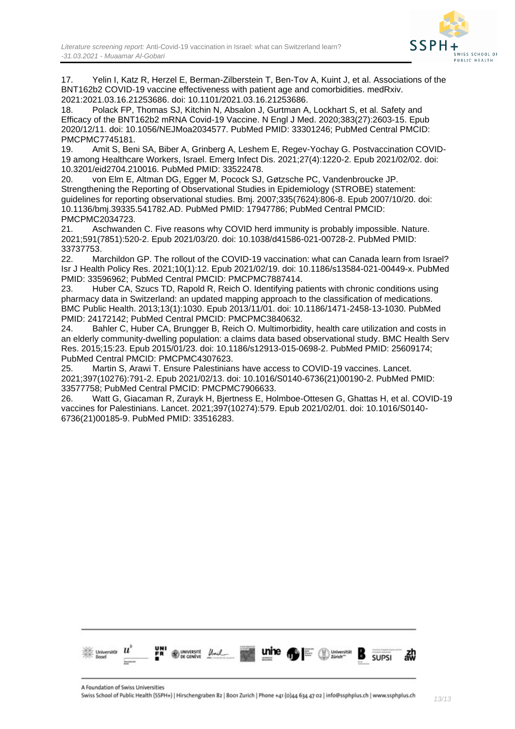17. Yelin I, Katz R, Herzel E, Berman-Zilberstein T, Ben-Tov A, Kuint J, et al. Associations of the BNT162b2 COVID-19 vaccine effectiveness with patient age and comorbidities. medRxiv. 2021:2021.03.16.21253686. doi: 10.1101/2021.03.16.21253686.
18. Polack FP, Thomas SJ, Kitchin N, Absalon J, Gurtman A, Lockhart S, et al. Safety and Efficacy of the BNT162b2 mRNA Covid-19 Vaccine. N Engl J Med. 2020;383(27):2603-15. Epub 2020/12/11. doi: 10.1056/NEJMoa2034577. PubMed PMID: 33301246; PubMed Central PMCID: PMCPMC7745181.
19. Amit S, Beni SA, Biber A, Grinberg A, Leshem E, Regev-Yochay G. Postvaccination COVID-19 among Healthcare Workers, Israel. Emerg Infect Dis. 2021;27(4):1220-2. Epub 2021/02/02. doi: 10.3201/eid2704.210016. PubMed PMID: 33522478.
20. von Elm E, Altman DG, Egger M, Pocock SJ, Gøtzsche PC, Vandenbroucke JP. Strengthening the Reporting of Observational Studies in Epidemiology (STROBE) statement: guidelines for reporting observational studies. Bmj. 2007;335(7624):806-8. Epub 2007/10/20. doi: 10.1136/bmj.39335.541782.AD. PubMed PMID: 17947786; PubMed Central PMCID: PMCPMC2034723.
21. Aschwanden C. Five reasons why COVID herd immunity is probably impossible. Nature. 2021;591(7851):520-2. Epub 2021/03/20. doi: 10.1038/d41586-021-00728-2. PubMed PMID: 33737753.
22. Marchildon GP. The rollout of the COVID-19 vaccination: what can Canada learn from Israel? Isr J Health Policy Res. 2021;10(1):12. Epub 2021/02/19. doi: 10.1186/s13584-021-00449-x. PubMed PMID: 33596962; PubMed Central PMCID: PMCPMC7887414.
23. Huber CA, Szucs TD, Rapold R, Reich O. Identifying patients with chronic conditions using pharmacy data in Switzerland: an updated mapping approach to the classification of medications. BMC Public Health. 2013;13(1):1030. Epub 2013/11/01. doi: 10.1186/1471-2458-13-1030. PubMed PMID: 24172142; PubMed Central PMCID: PMCPMC3840632.
24. Bahler C, Huber CA, Brungger B, Reich O. Multimorbidity, health care utilization and costs in an elderly community-dwelling population: a claims data based observational study. BMC Health Serv Res. 2015;15:23. Epub 2015/01/23. doi: 10.1186/s12913-015-0698-2. PubMed PMID: 25609174; PubMed Central PMCID: PMCPMC4307623.
25. Martin S, Arawi T. Ensure Palestinians have access to COVID-19 vaccines. Lancet. 2021;397(10276):791-2. Epub 2021/02/13. doi: 10.1016/S0140-6736(21)00190-2. PubMed PMID: 33577758; PubMed Central PMCID: PMCPMC7906633.
26. Watt G, Giacaman R, Zurayk H, Bjertness E, Holmboe-Ottesen G, Ghattas H, et al. COVID-19 vaccines for Palestinians. Lancet. 2021;397(10274):579. Epub 2021/02/01. doi: 10.1016/S0140-6736(21)00185-9. PubMed PMID: 33516283.